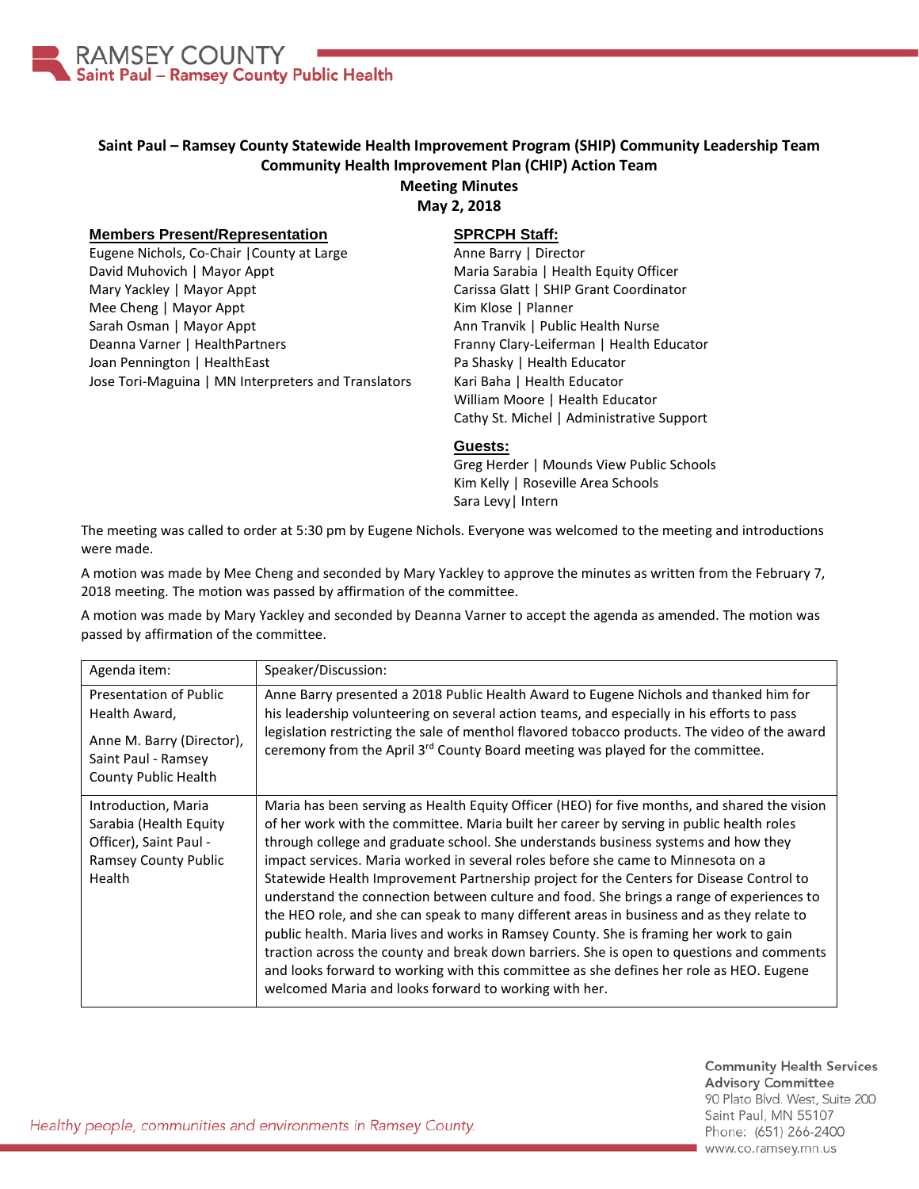# Saint Paul – Ramsey County Statewide Health Improvement Program (SHIP) Community Leadership Team
## Community Health Improvement Plan (CHIP) Action Team
## Meeting Minutes
## May 2, 2018

**Members Present/Representation**

Eugene Nichols, Co-Chair |County at Large
David Muhovich | Mayor Appt
Mary Yackley | Mayor Appt
Mee Cheng | Mayor Appt
Sarah Osman | Mayor Appt
Deanna Varner | HealthPartners
Joan Pennington | HealthEast
Jose Tori-Maguina | MN Interpreters and Translators

**SPRCPH Staff:**

Anne Barry | Director
Maria Sarabia | Health Equity Officer
Carissa Glatt | SHIP Grant Coordinator
Kim Klose | Planner
Ann Tranvik | Public Health Nurse
Franny Clary-Leiferman | Health Educator
Pa Shasky | Health Educator
Kari Baha | Health Educator
William Moore | Health Educator
Cathy St. Michel | Administrative Support

**Guests:**

Greg Herder | Mounds View Public Schools
Kim Kelly | Roseville Area Schools
Sara Levy| Intern

The meeting was called to order at 5:30 pm by Eugene Nichols. Everyone was welcomed to the meeting and introductions were made.

A motion was made by Mee Cheng and seconded by Mary Yackley to approve the minutes as written from the February 7, 2018 meeting. The motion was passed by affirmation of the committee.

A motion was made by Mary Yackley and seconded by Deanna Varner to accept the agenda as amended. The motion was passed by affirmation of the committee.

| Agenda item: | Speaker/Discussion: |
|---|---|
| Presentation of Public Health Award, Anne M. Barry (Director), Saint Paul - Ramsey County Public Health | Anne Barry presented a 2018 Public Health Award to Eugene Nichols and thanked him for his leadership volunteering on several action teams, and especially in his efforts to pass legislation restricting the sale of menthol flavored tobacco products. The video of the award ceremony from the April 3rd County Board meeting was played for the committee. |
| Introduction, Maria Sarabia (Health Equity Officer), Saint Paul - Ramsey County Public Health | Maria has been serving as Health Equity Officer (HEO) for five months, and shared the vision of her work with the committee. Maria built her career by serving in public health roles through college and graduate school. She understands business systems and how they impact services. Maria worked in several roles before she came to Minnesota on a Statewide Health Improvement Partnership project for the Centers for Disease Control to understand the connection between culture and food. She brings a range of experiences to the HEO role, and she can speak to many different areas in business and as they relate to public health. Maria lives and works in Ramsey County. She is framing her work to gain traction across the county and break down barriers. She is open to questions and comments and looks forward to working with this committee as she defines her role as HEO. Eugene welcomed Maria and looks forward to working with her. |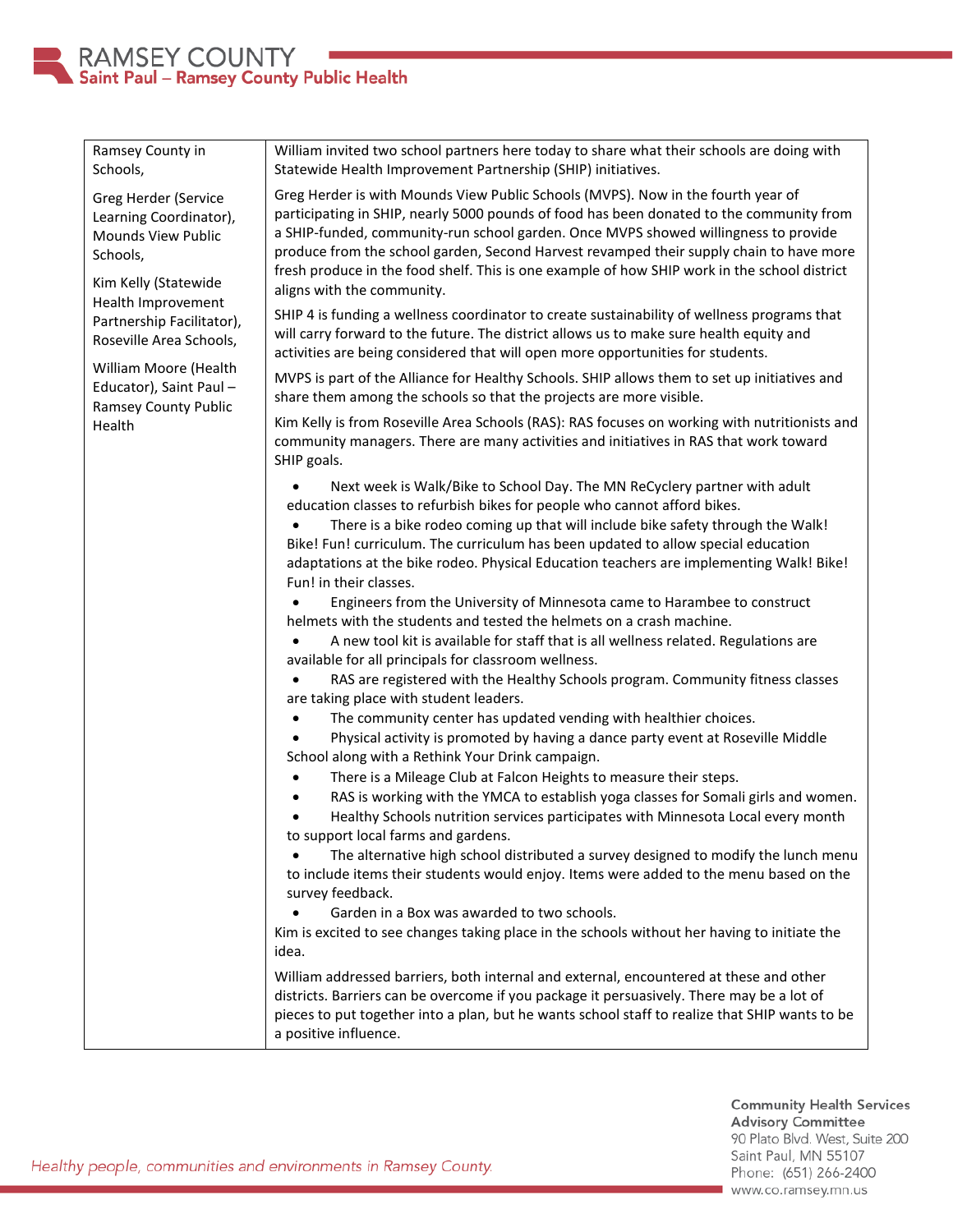| Ramsey County in Schools,<br><br>Greg Herder (Service Learning Coordinator), Mounds View Public Schools,<br><br>Kim Kelly (Statewide Health Improvement Partnership Facilitator), Roseville Area Schools,<br><br>William Moore (Health Educator), Saint Paul – Ramsey County Public Health | William invited two school partners here today to share what their schools are doing with Statewide Health Improvement Partnership (SHIP) initiatives.<br><br>Greg Herder is with Mounds View Public Schools (MVPS). Now in the fourth year of participating in SHIP, nearly 5000 pounds of food has been donated to the community from a SHIP-funded, community-run school garden. Once MVPS showed willingness to provide produce from the school garden, Second Harvest revamped their supply chain to have more fresh produce in the food shelf. This is one example of how SHIP work in the school district aligns with the community.<br><br>SHIP 4 is funding a wellness coordinator to create sustainability of wellness programs that will carry forward to the future. The district allows us to make sure health equity and activities are being considered that will open more opportunities for students.<br><br>MVPS is part of the Alliance for Healthy Schools. SHIP allows them to set up initiatives and share them among the schools so that the projects are more visible.<br><br>Kim Kelly is from Roseville Area Schools (RAS): RAS focuses on working with nutritionists and community managers. There are many activities and initiatives in RAS that work toward SHIP goals.<br><br>• Next week is Walk/Bike to School Day. The MN ReCyclery partner with adult education classes to refurbish bikes for people who cannot afford bikes.<br>• There is a bike rodeo coming up that will include bike safety through the Walk! Bike! Fun! curriculum. The curriculum has been updated to allow special education adaptations at the bike rodeo. Physical Education teachers are implementing Walk! Bike! Fun! in their classes.<br>• Engineers from the University of Minnesota came to Harambee to construct helmets with the students and tested the helmets on a crash machine.<br>• A new tool kit is available for staff that is all wellness related. Regulations are available for all principals for classroom wellness.<br>• RAS are registered with the Healthy Schools program. Community fitness classes are taking place with student leaders.<br>• The community center has updated vending with healthier choices.<br>• Physical activity is promoted by having a dance party event at Roseville Middle School along with a Rethink Your Drink campaign.<br>• There is a Mileage Club at Falcon Heights to measure their steps.<br>• RAS is working with the YMCA to establish yoga classes for Somali girls and women.<br>• Healthy Schools nutrition services participates with Minnesota Local every month to support local farms and gardens.<br>• The alternative high school distributed a survey designed to modify the lunch menu to include items their students would enjoy. Items were added to the menu based on the survey feedback.<br>• Garden in a Box was awarded to two schools.<br><br>Kim is excited to see changes taking place in the schools without her having to initiate the idea.<br><br>William addressed barriers, both internal and external, encountered at these and other districts. Barriers can be overcome if you package it persuasively. There may be a lot of pieces to put together into a plan, but he wants school staff to realize that SHIP wants to be a positive influence. |
|---|---|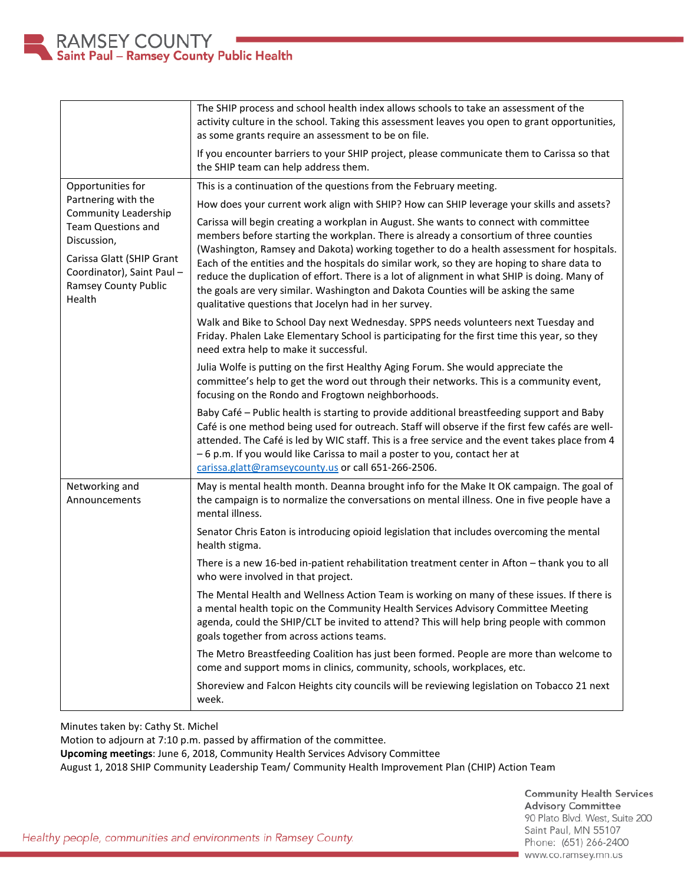| | |
|---|---|
| | The SHIP process and school health index allows schools to take an assessment of the activity culture in the school. Taking this assessment leaves you open to grant opportunities, as some grants require an assessment to be on file.<br><br>If you encounter barriers to your SHIP project, please communicate them to Carissa so that the SHIP team can help address them. |
| Opportunities for Partnering with the Community Leadership Team Questions and Discussion,<br><br>Carissa Glatt (SHIP Grant Coordinator), Saint Paul – Ramsey County Public Health | This is a continuation of the questions from the February meeting.<br><br>How does your current work align with SHIP? How can SHIP leverage your skills and assets?<br><br>Carissa will begin creating a workplan in August. She wants to connect with committee members before starting the workplan. There is already a consortium of three counties (Washington, Ramsey and Dakota) working together to do a health assessment for hospitals. Each of the entities and the hospitals do similar work, so they are hoping to share data to reduce the duplication of effort. There is a lot of alignment in what SHIP is doing. Many of the goals are very similar. Washington and Dakota Counties will be asking the same qualitative questions that Jocelyn had in her survey.<br><br>Walk and Bike to School Day next Wednesday. SPPS needs volunteers next Tuesday and Friday. Phalen Lake Elementary School is participating for the first time this year, so they need extra help to make it successful.<br><br>Julia Wolfe is putting on the first Healthy Aging Forum. She would appreciate the committee's help to get the word out through their networks. This is a community event, focusing on the Rondo and Frogtown neighborhoods.<br><br>Baby Café – Public health is starting to provide additional breastfeeding support and Baby Café is one method being used for outreach. Staff will observe if the first few cafés are well-attended. The Café is led by WIC staff. This is a free service and the event takes place from 4 – 6 p.m. If you would like Carissa to mail a poster to you, contact her at carissa.glatt@ramseycounty.us or call 651-266-2506. |
| Networking and Announcements | May is mental health month. Deanna brought info for the Make It OK campaign. The goal of the campaign is to normalize the conversations on mental illness. One in five people have a mental illness.<br><br>Senator Chris Eaton is introducing opioid legislation that includes overcoming the mental health stigma.<br><br>There is a new 16-bed in-patient rehabilitation treatment center in Afton – thank you to all who were involved in that project.<br><br>The Mental Health and Wellness Action Team is working on many of these issues. If there is a mental health topic on the Community Health Services Advisory Committee Meeting agenda, could the SHIP/CLT be invited to attend? This will help bring people with common goals together from across actions teams.<br><br>The Metro Breastfeeding Coalition has just been formed. People are more than welcome to come and support moms in clinics, community, schools, workplaces, etc.<br><br>Shoreview and Falcon Heights city councils will be reviewing legislation on Tobacco 21 next week. |

Minutes taken by: Cathy St. Michel
Motion to adjourn at 7:10 p.m. passed by affirmation of the committee.
**Upcoming meetings**: June 6, 2018, Community Health Services Advisory Committee
August 1, 2018 SHIP Community Leadership Team/ Community Health Improvement Plan (CHIP) Action Team